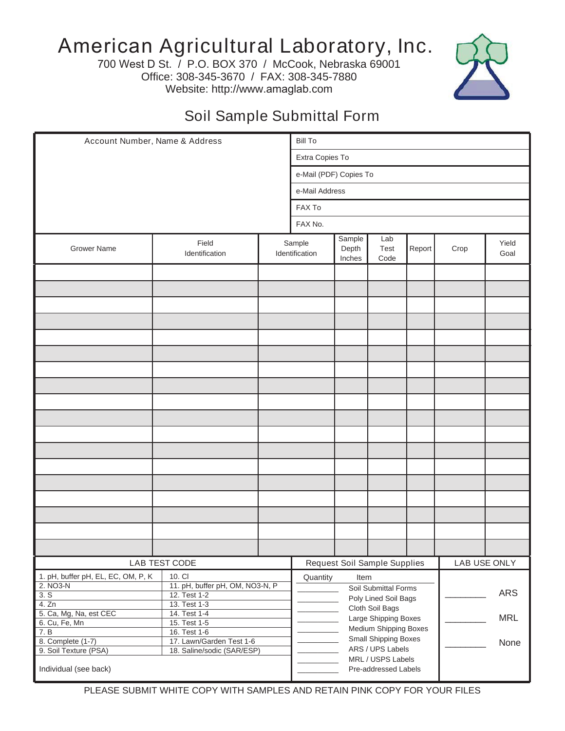# American Agricultural Laboratory, Inc.

700 West D St. / P.O. BOX 370 / McCook, Nebraska 69001
Office: 308-345-3670 / FAX: 308-345-7880
Website: http://www.amaglab.com

## Soil Sample Submittal Form

| Account Number, Name & Address | |
|---|---|
| | Bill To |
| | Extra Copies To |
| | e-Mail (PDF) Copies To |
| | e-Mail Address |
| | FAX To |
| | FAX No. |

| Grower Name | Field Identification | Sample Identification | Sample Depth Inches | Lab Test Code | Report | Crop | Yield Goal |
|---|---|---|---|---|---|---|---|
| | | | | | | | |
| | | | | | | | |
| | | | | | | | |
| | | | | | | | |
| | | | | | | | |
| | | | | | | | |
| | | | | | | | |
| | | | | | | | |
| | | | | | | | |
| | | | | | | | |
| | | | | | | | |
| | | | | | | | |
| | | | | | | | |
| | | | | | | | |
| | | | | | | | |
| | | | | | | | |
| | | | | | | | |
| | | | | | | | |

| LAB TEST CODE | |
|---|---|
| 1. pH, buffer pH, EL, EC, OM, P, K | 10. Cl |
| 2. NO3-N | 11. pH, buffer pH, OM, NO3-N, P |
| 3. S | 12. Test 1-2 |
| 4. Zn | 13. Test 1-3 |
| 5. Ca, Mg, Na, est CEC | 14. Test 1-4 |
| 6. Cu, Fe, Mn | 15. Test 1-5 |
| 7. B | 16. Test 1-6 |
| 8. Complete (1-7) | 17. Lawn/Garden Test 1-6 |
| 9. Soil Texture (PSA) | 18. Saline/sodic (SAR/ESP) |
| Individual (see back) | |

| Request Soil Sample Supplies | |
|---|---|
| Quantity | Item |
| ________ | Soil Submittal Forms |
| ________ | Poly Lined Soil Bags |
| ________ | Cloth Soil Bags |
| ________ | Large Shipping Boxes |
| ________ | Medium Shipping Boxes |
| ________ | Small Shipping Boxes |
| ________ | ARS / UPS Labels |
| ________ | MRL / USPS Labels |
| ________ | Pre-addressed Labels |

| LAB USE ONLY | |
|---|---|
| ________ | ARS |
| ________ | MRL |
| ________ | None |

PLEASE SUBMIT WHITE COPY WITH SAMPLES AND RETAIN PINK COPY FOR YOUR FILES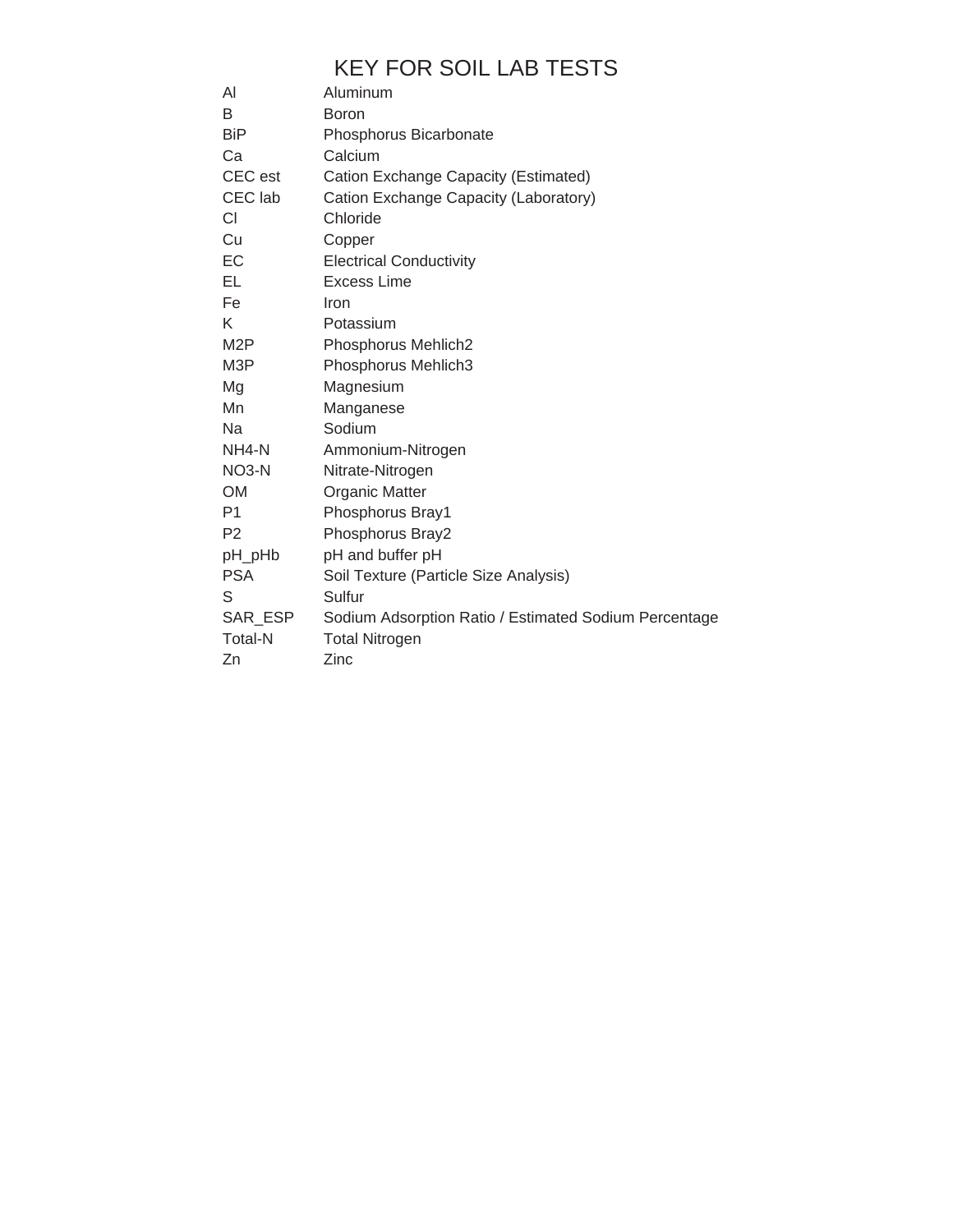# KEY FOR SOIL LAB TESTS

| | |
|---|---|
| Al | Aluminum |
| B | Boron |
| BiP | Phosphorus Bicarbonate |
| Ca | Calcium |
| CEC est | Cation Exchange Capacity (Estimated) |
| CEC lab | Cation Exchange Capacity (Laboratory) |
| Cl | Chloride |
| Cu | Copper |
| EC | Electrical Conductivity |
| EL | Excess Lime |
| Fe | Iron |
| K | Potassium |
| M2P | Phosphorus Mehlich2 |
| M3P | Phosphorus Mehlich3 |
| Mg | Magnesium |
| Mn | Manganese |
| Na | Sodium |
| NH4-N | Ammonium-Nitrogen |
| NO3-N | Nitrate-Nitrogen |
| OM | Organic Matter |
| P1 | Phosphorus Bray1 |
| P2 | Phosphorus Bray2 |
| pH_pHb | pH and buffer pH |
| PSA | Soil Texture (Particle Size Analysis) |
| S | Sulfur |
| SAR_ESP | Sodium Adsorption Ratio / Estimated Sodium Percentage |
| Total-N | Total Nitrogen |
| Zn | Zinc |